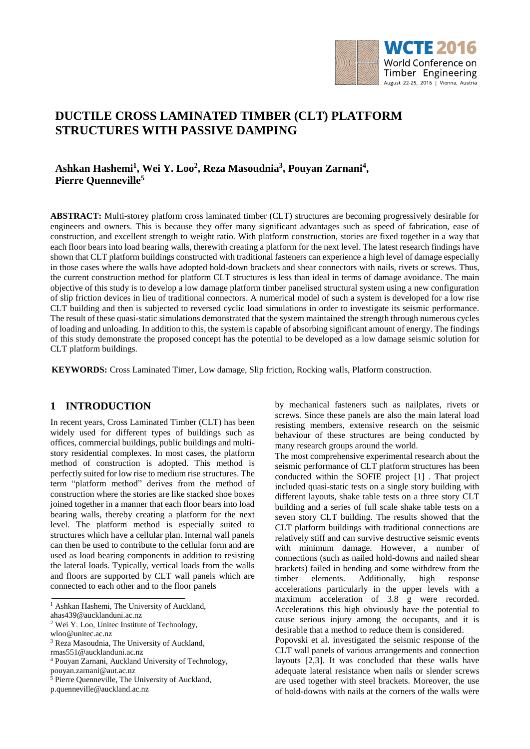# DUCTILE CROSS LAMINATED TIMBER (CLT) PLATFORM STRUCTURES WITH PASSIVE DAMPING

**Ashkan Hashemi[1], Wei Y. Loo[2], Reza Masoudnia[3], Pouyan Zarnani[4], Pierre Quenneville[5]**

**ABSTRACT:** Multi-storey platform cross laminated timber (CLT) structures are becoming progressively desirable for engineers and owners. This is because they offer many significant advantages such as speed of fabrication, ease of construction, and excellent strength to weight ratio. With platform construction, stories are fixed together in a way that each floor bears into load bearing walls, therewith creating a platform for the next level. The latest research findings have shown that CLT platform buildings constructed with traditional fasteners can experience a high level of damage especially in those cases where the walls have adopted hold-down brackets and shear connectors with nails, rivets or screws. Thus, the current construction method for platform CLT structures is less than ideal in terms of damage avoidance. The main objective of this study is to develop a low damage platform timber panelised structural system using a new configuration of slip friction devices in lieu of traditional connectors. A numerical model of such a system is developed for a low rise CLT building and then is subjected to reversed cyclic load simulations in order to investigate its seismic performance. The result of these quasi-static simulations demonstrated that the system maintained the strength through numerous cycles of loading and unloading. In addition to this, the system is capable of absorbing significant amount of energy. The findings of this study demonstrate the proposed concept has the potential to be developed as a low damage seismic solution for CLT platform buildings.

**KEYWORDS:** Cross Laminated Timer, Low damage, Slip friction, Rocking walls, Platform construction.

## 1 INTRODUCTION

In recent years, Cross Laminated Timber (CLT) has been widely used for different types of buildings such as offices, commercial buildings, public buildings and multi-story residential complexes. In most cases, the platform method of construction is adopted. This method is perfectly suited for low rise to medium rise structures. The term "platform method" derives from the method of construction where the stories are like stacked shoe boxes joined together in a manner that each floor bears into load bearing walls, thereby creating a platform for the next level. The platform method is especially suited to structures which have a cellular plan. Internal wall panels can then be used to contribute to the cellular form and are used as load bearing components in addition to resisting the lateral loads. Typically, vertical loads from the walls and floors are supported by CLT wall panels which are connected to each other and to the floor panels by mechanical fasteners such as nailplates, rivets or screws. Since these panels are also the main lateral load resisting members, extensive research on the seismic behaviour of these structures are being conducted by many research groups around the world.

The most comprehensive experimental research about the seismic performance of CLT platform structures has been conducted within the SOFIE project [1] . That project included quasi-static tests on a single story building with different layouts, shake table tests on a three story CLT building and a series of full scale shake table tests on a seven story CLT building. The results showed that the CLT platform buildings with traditional connections are relatively stiff and can survive destructive seismic events with minimum damage. However, a number of connections (such as nailed hold-downs and nailed shear brackets) failed in bending and some withdrew from the timber elements. Additionally, high response accelerations particularly in the upper levels with a maximum acceleration of 3.8 g were recorded. Accelerations this high obviously have the potential to cause serious injury among the occupants, and it is desirable that a method to reduce them is considered.

Popovski et al. investigated the seismic response of the CLT wall panels of various arrangements and connection layouts [2,3]. It was concluded that these walls have adequate lateral resistance when nails or slender screws are used together with steel brackets. Moreover, the use of hold-downs with nails at the corners of the walls were

---

[1] Ashkan Hashemi, The University of Auckland, ahas439@aucklanduni.ac.nz

[2] Wei Y. Loo, Unitec Institute of Technology, wloo@unitec.ac.nz

[3] Reza Masoudnia, The University of Auckland, rmas551@aucklanduni.ac.nz

[4] Pouyan Zarnani, Auckland University of Technology, pouyan.zarnani@aut.ac.nz

[5] Pierre Quenneville, The University of Auckland, p.quenneville@auckland.ac.nz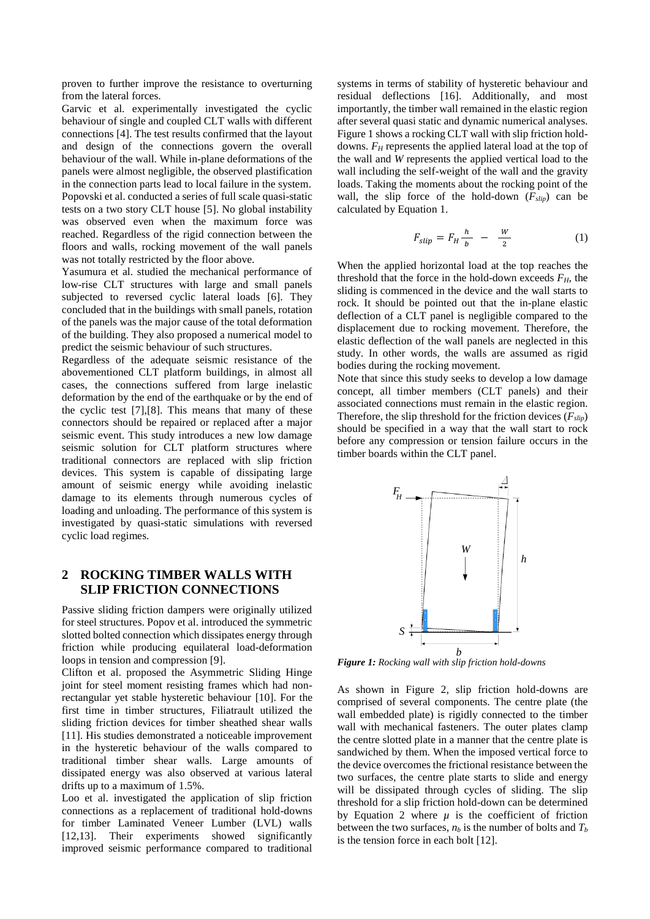proven to further improve the resistance to overturning from the lateral forces.

Garvic et al. experimentally investigated the cyclic behaviour of single and coupled CLT walls with different connections [4]. The test results confirmed that the layout and design of the connections govern the overall behaviour of the wall. While in-plane deformations of the panels were almost negligible, the observed plastification in the connection parts lead to local failure in the system.

Popovski et al. conducted a series of full scale quasi-static tests on a two story CLT house [5]. No global instability was observed even when the maximum force was reached. Regardless of the rigid connection between the floors and walls, rocking movement of the wall panels was not totally restricted by the floor above.

Yasumura et al. studied the mechanical performance of low-rise CLT structures with large and small panels subjected to reversed cyclic lateral loads [6]. They concluded that in the buildings with small panels, rotation of the panels was the major cause of the total deformation of the building. They also proposed a numerical model to predict the seismic behaviour of such structures.

Regardless of the adequate seismic resistance of the abovementioned CLT platform buildings, in almost all cases, the connections suffered from large inelastic deformation by the end of the earthquake or by the end of the cyclic test [7],[8]. This means that many of these connectors should be repaired or replaced after a major seismic event. This study introduces a new low damage seismic solution for CLT platform structures where traditional connectors are replaced with slip friction devices. This system is capable of dissipating large amount of seismic energy while avoiding inelastic damage to its elements through numerous cycles of loading and unloading. The performance of this system is investigated by quasi-static simulations with reversed cyclic load regimes.

## 2 ROCKING TIMBER WALLS WITH SLIP FRICTION CONNECTIONS

Passive sliding friction dampers were originally utilized for steel structures. Popov et al. introduced the symmetric slotted bolted connection which dissipates energy through friction while producing equilateral load-deformation loops in tension and compression [9].

Clifton et al. proposed the Asymmetric Sliding Hinge joint for steel moment resisting frames which had non-rectangular yet stable hysteretic behaviour [10]. For the first time in timber structures, Filiatrault utilized the sliding friction devices for timber sheathed shear walls [11]. His studies demonstrated a noticeable improvement in the hysteretic behaviour of the walls compared to traditional timber shear walls. Large amounts of dissipated energy was also observed at various lateral drifts up to a maximum of 1.5%.

Loo et al. investigated the application of slip friction connections as a replacement of traditional hold-downs for timber Laminated Veneer Lumber (LVL) walls [12,13]. Their experiments showed significantly improved seismic performance compared to traditional systems in terms of stability of hysteretic behaviour and residual deflections [16]. Additionally, and most importantly, the timber wall remained in the elastic region after several quasi static and dynamic numerical analyses. Figure 1 shows a rocking CLT wall with slip friction hold-downs. $F_H$ represents the applied lateral load at the top of the wall and $W$ represents the applied vertical load to the wall including the self-weight of the wall and the gravity loads. Taking the moments about the rocking point of the wall, the slip force of the hold-down ($F_{slip}$) can be calculated by Equation 1.

$$F_{slip} = F_H \frac{h}{b} - \frac{W}{2} \tag{1}$$

When the applied horizontal load at the top reaches the threshold that the force in the hold-down exceeds $F_H$, the sliding is commenced in the device and the wall starts to rock. It should be pointed out that the in-plane elastic deflection of a CLT panel is negligible compared to the displacement due to rocking movement. Therefore, the elastic deflection of the wall panels are neglected in this study. In other words, the walls are assumed as rigid bodies during the rocking movement.

Note that since this study seeks to develop a low damage concept, all timber members (CLT panels) and their associated connections must remain in the elastic region. Therefore, the slip threshold for the friction devices ($F_{slip}$) should be specified in a way that the wall start to rock before any compression or tension failure occurs in the timber boards within the CLT panel.

*Figure 1: Rocking wall with slip friction hold-downs*

As shown in Figure 2, slip friction hold-downs are comprised of several components. The centre plate (the wall embedded plate) is rigidly connected to the timber wall with mechanical fasteners. The outer plates clamp the centre slotted plate in a manner that the centre plate is sandwiched by them. When the imposed vertical force to the device overcomes the frictional resistance between the two surfaces, the centre plate starts to slide and energy will be dissipated through cycles of sliding. The slip threshold for a slip friction hold-down can be determined by Equation 2 where $\mu$ is the coefficient of friction between the two surfaces, $n_b$ is the number of bolts and $T_b$ is the tension force in each bolt [12].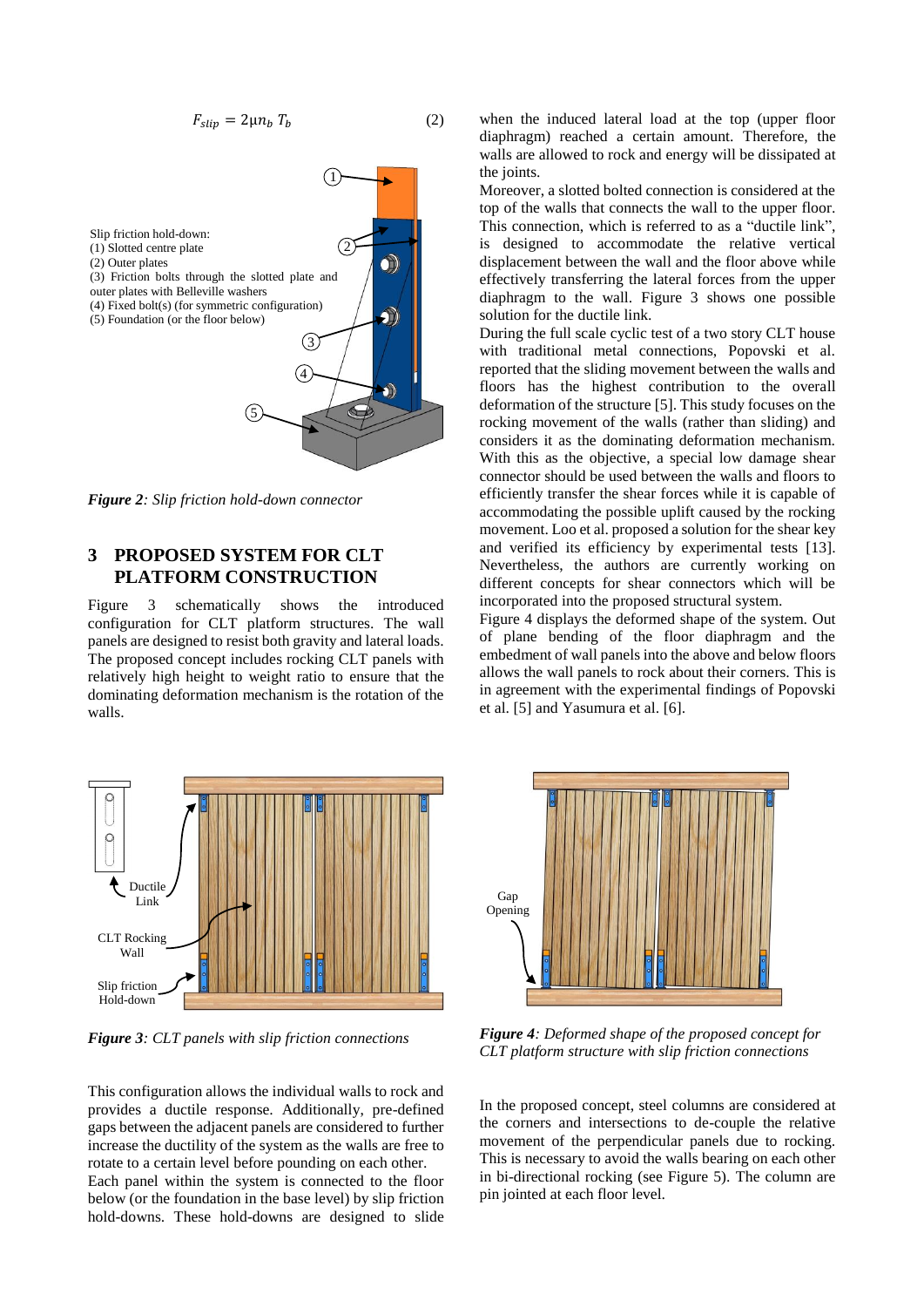$$F_{slip} = 2\mu n_b T_b \tag{2}$$

Slip friction hold-down:
(1) Slotted centre plate
(2) Outer plates
(3) Friction bolts through the slotted plate and outer plates with Belleville washers
(4) Fixed bolt(s) (for symmetric configuration)
(5) Foundation (or the floor below)

***Figure 2**: Slip friction hold-down connector*

## 3 PROPOSED SYSTEM FOR CLT PLATFORM CONSTRUCTION

Figure 3 schematically shows the introduced configuration for CLT platform structures. The wall panels are designed to resist both gravity and lateral loads. The proposed concept includes rocking CLT panels with relatively high height to weight ratio to ensure that the dominating deformation mechanism is the rotation of the walls.

Ductile Link

CLT Rocking Wall

Slip friction Hold-Down

***Figure 3**: CLT panels with slip friction connections*

This configuration allows the individual walls to rock and provides a ductile response. Additionally, pre-defined gaps between the adjacent panels are considered to further increase the ductility of the system as the walls are free to rotate to a certain level before pounding on each other.

Each panel within the system is connected to the floor below (or the foundation in the base level) by slip friction hold-downs. These hold-downs are designed to slide when the induced lateral load at the top (upper floor diaphragm) reached a certain amount. Therefore, the walls are allowed to rock and energy will be dissipated at the joints.

Moreover, a slotted bolted connection is considered at the top of the walls that connects the wall to the upper floor. This connection, which is referred to as a "ductile link", is designed to accommodate the relative vertical displacement between the wall and the floor above while effectively transferring the lateral forces from the upper diaphragm to the wall. Figure 3 shows one possible solution for the ductile link.

During the full scale cyclic test of a two story CLT house with traditional metal connections, Popovski et al. reported that the sliding movement between the walls and floors has the highest contribution to the overall deformation of the structure [5]. This study focuses on the rocking movement of the walls (rather than sliding) and considers it as the dominating deformation mechanism. With this as the objective, a special low damage shear connector should be used between the walls and floors to efficiently transfer the shear forces while it is capable of accommodating the possible uplift caused by the rocking movement. Loo et al. proposed a solution for the shear key and verified its efficiency by experimental tests [13]. Nevertheless, the authors are currently working on different concepts for shear connectors which will be incorporated into the proposed structural system.

Figure 4 displays the deformed shape of the system. Out of plane bending of the floor diaphragm and the embedment of wall panels into the above and below floors allows the wall panels to rock about their corners. This is in agreement with the experimental findings of Popovski et al. [5] and Yasumura et al. [6].

Gap Opening

***Figure 4**: Deformed shape of the proposed concept for CLT platform structure with slip friction connections*

In the proposed concept, steel columns are considered at the corners and intersections to de-couple the relative movement of the perpendicular panels due to rocking. This is necessary to avoid the walls bearing on each other in bi-directional rocking (see Figure 5). The column are pin jointed at each floor level.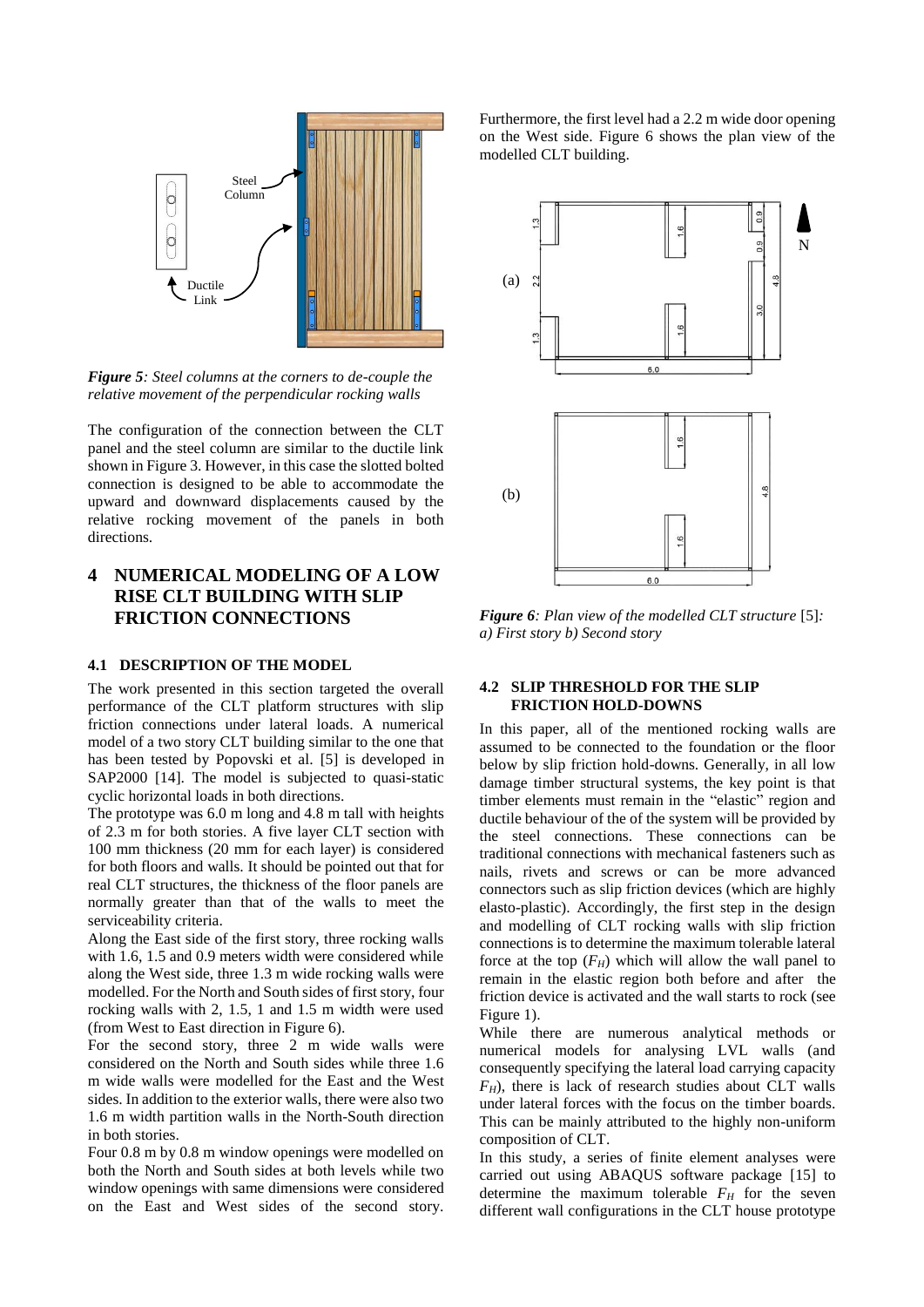*Figure 5: Steel columns at the corners to de-couple the relative movement of the perpendicular rocking walls*

The configuration of the connection between the CLT panel and the steel column are similar to the ductile link shown in Figure 3. However, in this case the slotted bolted connection is designed to be able to accommodate the upward and downward displacements caused by the relative rocking movement of the panels in both directions.

## 4 NUMERICAL MODELING OF A LOW RISE CLT BUILDING WITH SLIP FRICTION CONNECTIONS

### 4.1 DESCRIPTION OF THE MODEL

The work presented in this section targeted the overall performance of the CLT platform structures with slip friction connections under lateral loads. A numerical model of a two story CLT building similar to the one that has been tested by Popovski et al. [5] is developed in SAP2000 [14]. The model is subjected to quasi-static cyclic horizontal loads in both directions.

The prototype was 6.0 m long and 4.8 m tall with heights of 2.3 m for both stories. A five layer CLT section with 100 mm thickness (20 mm for each layer) is considered for both floors and walls. It should be pointed out that for real CLT structures, the thickness of the floor panels are normally greater than that of the walls to meet the serviceability criteria.

Along the East side of the first story, three rocking walls with 1.6, 1.5 and 0.9 meters width were considered while along the West side, three 1.3 m wide rocking walls were modelled. For the North and South sides of first story, four rocking walls with 2, 1.5, 1 and 1.5 m width were used (from West to East direction in Figure 6).

For the second story, three 2 m wide walls were considered on the North and South sides while three 1.6 m wide walls were modelled for the East and the West sides. In addition to the exterior walls, there were also two 1.6 m width partition walls in the North-South direction in both stories.

Four 0.8 m by 0.8 m window openings were modelled on both the North and South sides at both levels while two window openings with same dimensions were considered on the East and West sides of the second story. Furthermore, the first level had a 2.2 m wide door opening on the West side. Figure 6 shows the plan view of the modelled CLT building.

*Figure 6: Plan view of the modelled CLT structure [5]: a) First story b) Second story*

### 4.2 SLIP THRESHOLD FOR THE SLIP FRICTION HOLD-DOWNS

In this paper, all of the mentioned rocking walls are assumed to be connected to the foundation or the floor below by slip friction hold-downs. Generally, in all low damage timber structural systems, the key point is that timber elements must remain in the "elastic" region and ductile behaviour of the of the system will be provided by the steel connections. These connections can be traditional connections with mechanical fasteners such as nails, rivets and screws or can be more advanced connectors such as slip friction devices (which are highly elasto-plastic). Accordingly, the first step in the design and modelling of CLT rocking walls with slip friction connections is to determine the maximum tolerable lateral force at the top ($F_H$) which will allow the wall panel to remain in the elastic region both before and after the friction device is activated and the wall starts to rock (see Figure 1).

While there are numerous analytical methods or numerical models for analysing LVL walls (and consequently specifying the lateral load carrying capacity $F_H$), there is lack of research studies about CLT walls under lateral forces with the focus on the timber boards. This can be mainly attributed to the highly non-uniform composition of CLT.

In this study, a series of finite element analyses were carried out using ABAQUS software package [15] to determine the maximum tolerable $F_H$ for the seven different wall configurations in the CLT house prototype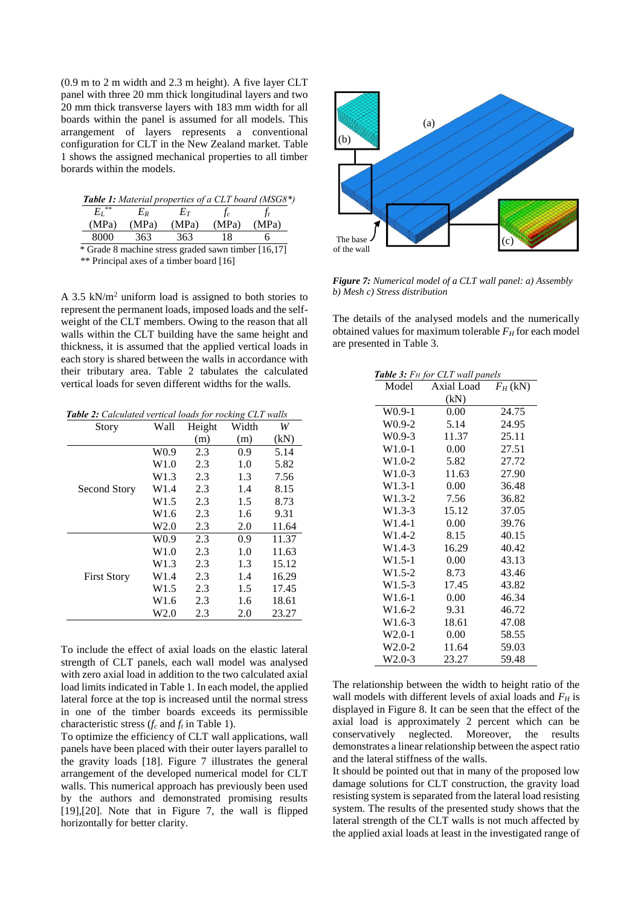(0.9 m to 2 m width and 2.3 m height). A five layer CLT panel with three 20 mm thick longitudinal layers and two 20 mm thick transverse layers with 183 mm width for all boards within the panel is assumed for all models. This arrangement of layers represents a conventional configuration for CLT in the New Zealand market. Table 1 shows the assigned mechanical properties to all timber borards within the models.

***Table 1:*** *Material properties of a CLT board (MSG8\*)*

| $E_L$** (MPa) | $E_R$ (MPa) | $E_T$ (MPa) | $f_c$ (MPa) | $f_t$ (MPa) |
|---|---|---|---|---|
| 8000 | 363 | 363 | 18 | 6 |

\* Grade 8 machine stress graded sawn timber [16,17]

** Principal axes of a timber board [16]

A 3.5 kN/m$^2$ uniform load is assigned to both stories to represent the permanent loads, imposed loads and the self-weight of the CLT members. Owing to the reason that all walls within the CLT building have the same height and thickness, it is assumed that the applied vertical loads in each story is shared between the walls in accordance with their tributary area. Table 2 tabulates the calculated vertical loads for seven different widths for the walls.

***Table 2:*** *Calculated vertical loads for rocking CLT walls*

| Story | Wall | Height (m) | Width (m) | $W$ (kN) |
|---|---|---|---|---|
| Second Story | W0.9 | 2.3 | 0.9 | 5.14 |
| | W1.0 | 2.3 | 1.0 | 5.82 |
| | W1.3 | 2.3 | 1.3 | 7.56 |
| | W1.4 | 2.3 | 1.4 | 8.15 |
| | W1.5 | 2.3 | 1.5 | 8.73 |
| | W1.6 | 2.3 | 1.6 | 9.31 |
| | W2.0 | 2.3 | 2.0 | 11.64 |
| First Story | W0.9 | 2.3 | 0.9 | 11.37 |
| | W1.0 | 2.3 | 1.0 | 11.63 |
| | W1.3 | 2.3 | 1.3 | 15.12 |
| | W1.4 | 2.3 | 1.4 | 16.29 |
| | W1.5 | 2.3 | 1.5 | 17.45 |
| | W1.6 | 2.3 | 1.6 | 18.61 |
| | W2.0 | 2.3 | 2.0 | 23.27 |

To include the effect of axial loads on the elastic lateral strength of CLT panels, each wall model was analysed with zero axial load in addition to the two calculated axial load limits indicated in Table 1. In each model, the applied lateral force at the top is increased until the normal stress in one of the timber boards exceeds its permissible characteristic stress ($f_c$ and $f_t$ in Table 1).

To optimize the efficiency of CLT wall applications, wall panels have been placed with their outer layers parallel to the gravity loads [18]. Figure 7 illustrates the general arrangement of the developed numerical model for CLT walls. This numerical approach has previously been used by the authors and demonstrated promising results [19],[20]. Note that in Figure 7, the wall is flipped horizontally for better clarity.

*Figure 7: Numerical model of a CLT wall panel: a) Assembly b) Mesh c) Stress distribution*

The details of the analysed models and the numerically obtained values for maximum tolerable $F_H$ for each model are presented in Table 3.

***Table 3:*** *$F_H$ for CLT wall panels*

| Model | Axial Load (kN) | $F_H$ (kN) |
|---|---|---|
| W0.9-1 | 0.00 | 24.75 |
| W0.9-2 | 5.14 | 24.95 |
| W0.9-3 | 11.37 | 25.11 |
| W1.0-1 | 0.00 | 27.51 |
| W1.0-2 | 5.82 | 27.72 |
| W1.0-3 | 11.63 | 27.90 |
| W1.3-1 | 0.00 | 36.48 |
| W1.3-2 | 7.56 | 36.82 |
| W1.3-3 | 15.12 | 37.05 |
| W1.4-1 | 0.00 | 39.76 |
| W1.4-2 | 8.15 | 40.15 |
| W1.4-3 | 16.29 | 40.42 |
| W1.5-1 | 0.00 | 43.13 |
| W1.5-2 | 8.73 | 43.46 |
| W1.5-3 | 17.45 | 43.82 |
| W1.6-1 | 0.00 | 46.34 |
| W1.6-2 | 9.31 | 46.72 |
| W1.6-3 | 18.61 | 47.08 |
| W2.0-1 | 0.00 | 58.55 |
| W2.0-2 | 11.64 | 59.03 |
| W2.0-3 | 23.27 | 59.48 |

The relationship between the width to height ratio of the wall models with different levels of axial loads and $F_H$ is displayed in Figure 8. It can be seen that the effect of the axial load is approximately 2 percent which can be conservatively neglected. Moreover, the results demonstrates a linear relationship between the aspect ratio and the lateral stiffness of the walls.

It should be pointed out that in many of the proposed low damage solutions for CLT construction, the gravity load resisting system is separated from the lateral load resisting system. The results of the presented study shows that the lateral strength of the CLT walls is not much affected by the applied axial loads at least in the investigated range of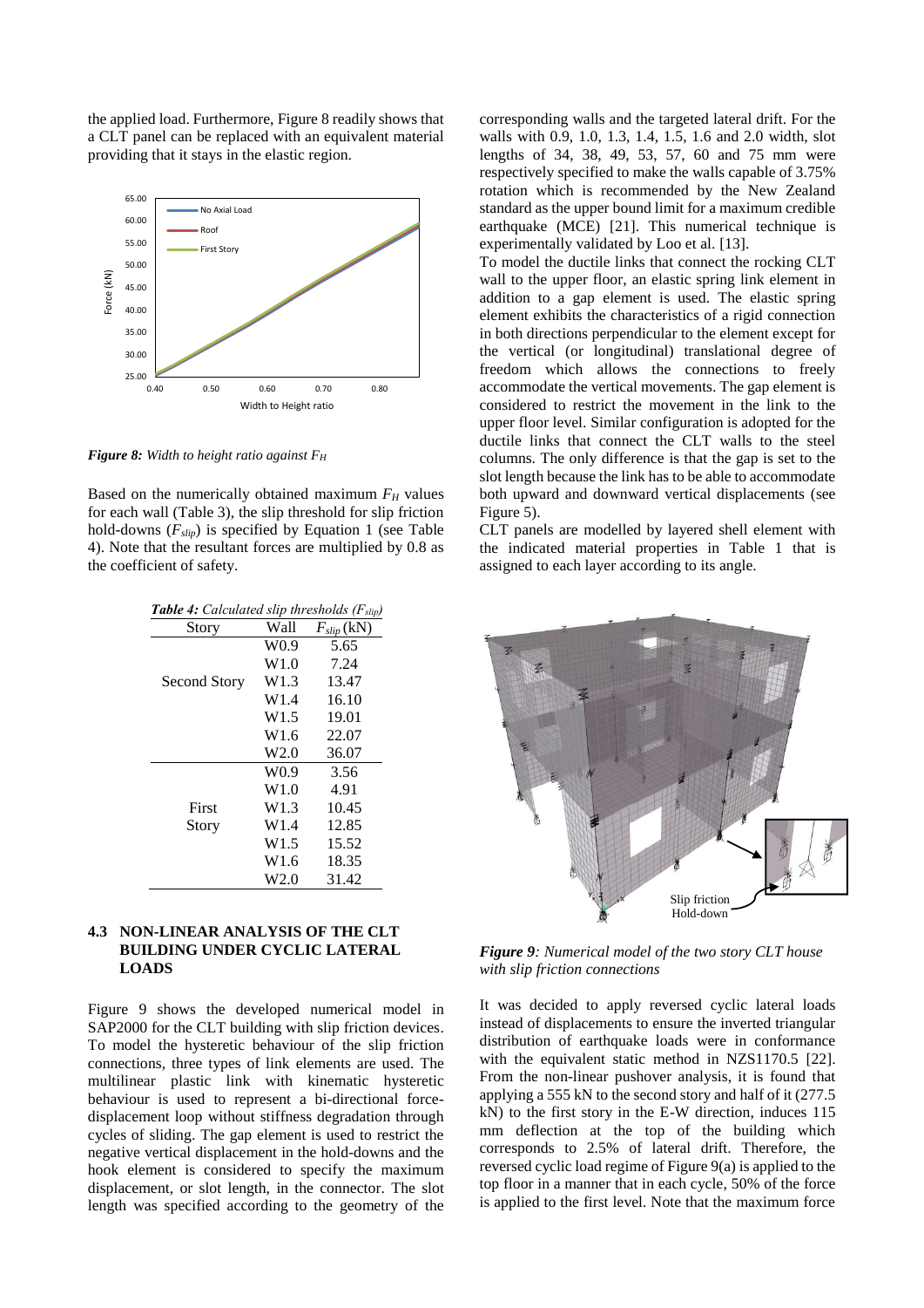the applied load. Furthermore, Figure 8 readily shows that a CLT panel can be replaced with an equivalent material providing that it stays in the elastic region.

***Figure 8:*** *Width to height ratio against $F_H$*

Based on the numerically obtained maximum $F_H$ values for each wall (Table 3), the slip threshold for slip friction hold-downs ($F_{slip}$) is specified by Equation 1 (see Table 4). Note that the resultant forces are multiplied by 0.8 as the coefficient of safety.

***Table 4:*** *Calculated slip thresholds ($F_{slip}$)*

| Story | Wall | $F_{slip}$ (kN) |
|---|---|---|
| Second Story | W0.9 | 5.65 |
| | W1.0 | 7.24 |
| | W1.3 | 13.47 |
| | W1.4 | 16.10 |
| | W1.5 | 19.01 |
| | W1.6 | 22.07 |
| | W2.0 | 36.07 |
| First Story | W0.9 | 3.56 |
| | W1.0 | 4.91 |
| | W1.3 | 10.45 |
| | W1.4 | 12.85 |
| | W1.5 | 15.52 |
| | W1.6 | 18.35 |
| | W2.0 | 31.42 |

### 4.3 NON-LINEAR ANALYSIS OF THE CLT BUILDING UNDER CYCLIC LATERAL LOADS

Figure 9 shows the developed numerical model in SAP2000 for the CLT building with slip friction devices. To model the hysteretic behaviour of the slip friction connections, three types of link elements are used. The multilinear plastic link with kinematic hysteretic behaviour is used to represent a bi-directional force-displacement loop without stiffness degradation through cycles of sliding. The gap element is used to restrict the negative vertical displacement in the hold-downs and the hook element is considered to specify the maximum displacement, or slot length, in the connector. The slot length was specified according to the geometry of the corresponding walls and the targeted lateral drift. For the walls with 0.9, 1.0, 1.3, 1.4, 1.5, 1.6 and 2.0 width, slot lengths of 34, 38, 49, 53, 57, 60 and 75 mm were respectively specified to make the walls capable of 3.75% rotation which is recommended by the New Zealand standard as the upper bound limit for a maximum credible earthquake (MCE) [21]. This numerical technique is experimentally validated by Loo et al. [13].

To model the ductile links that connect the rocking CLT wall to the upper floor, an elastic spring link element in addition to a gap element is used. The elastic spring element exhibits the characteristics of a rigid connection in both directions perpendicular to the element except for the vertical (or longitudinal) translational degree of freedom which allows the connections to freely accommodate the vertical movements. The gap element is considered to restrict the movement in the link to the upper floor level. Similar configuration is adopted for the ductile links that connect the CLT walls to the steel columns. The only difference is that the gap is set to the slot length because the link has to be able to accommodate both upward and downward vertical displacements (see Figure 5).

CLT panels are modelled by layered shell element with the indicated material properties in Table 1 that is assigned to each layer according to its angle.

***Figure 9****: Numerical model of the two story CLT house with slip friction connections*

It was decided to apply reversed cyclic lateral loads instead of displacements to ensure the inverted triangular distribution of earthquake loads were in conformance with the equivalent static method in NZS1170.5 [22]. From the non-linear pushover analysis, it is found that applying a 555 kN to the second story and half of it (277.5 kN) to the first story in the E-W direction, induces 115 mm deflection at the top of the building which corresponds to 2.5% of lateral drift. Therefore, the reversed cyclic load regime of Figure 9(a) is applied to the top floor in a manner that in each cycle, 50% of the force is applied to the first level. Note that the maximum force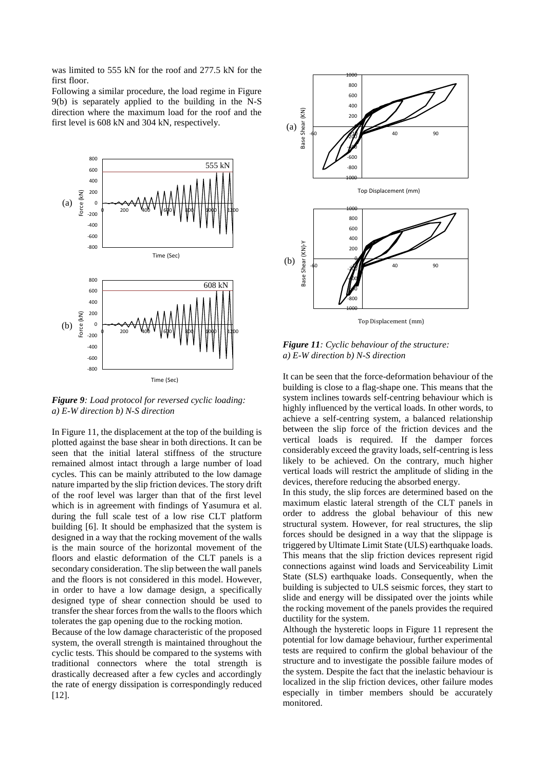was limited to 555 kN for the roof and 277.5 kN for the first floor.

Following a similar procedure, the load regime in Figure 9(b) is separately applied to the building in the N-S direction where the maximum load for the roof and the first level is 608 kN and 304 kN, respectively.

*Figure 9: Load protocol for reversed cyclic loading: a) E-W direction b) N-S direction*

In Figure 11, the displacement at the top of the building is plotted against the base shear in both directions. It can be seen that the initial lateral stiffness of the structure remained almost intact through a large number of load cycles. This can be mainly attributed to the low damage nature imparted by the slip friction devices. The story drift of the roof level was larger than that of the first level which is in agreement with findings of Yasumura et al. during the full scale test of a low rise CLT platform building [6]. It should be emphasized that the system is designed in a way that the rocking movement of the walls is the main source of the horizontal movement of the floors and elastic deformation of the CLT panels is a secondary consideration. The slip between the wall panels and the floors is not considered in this model. However, in order to have a low damage design, a specifically designed type of shear connection should be used to transfer the shear forces from the walls to the floors which tolerates the gap opening due to the rocking motion.

Because of the low damage characteristic of the proposed system, the overall strength is maintained throughout the cyclic tests. This should be compared to the systems with traditional connectors where the total strength is drastically decreased after a few cycles and accordingly the rate of energy dissipation is correspondingly reduced [12].

*Figure 11: Cyclic behaviour of the structure: a) E-W direction b) N-S direction*

It can be seen that the force-deformation behaviour of the building is close to a flag-shape one. This means that the system inclines towards self-centring behaviour which is highly influenced by the vertical loads. In other words, to achieve a self-centring system, a balanced relationship between the slip force of the friction devices and the vertical loads is required. If the damper forces considerably exceed the gravity loads, self-centring is less likely to be achieved. On the contrary, much higher vertical loads will restrict the amplitude of sliding in the devices, therefore reducing the absorbed energy.

In this study, the slip forces are determined based on the maximum elastic lateral strength of the CLT panels in order to address the global behaviour of this new structural system. However, for real structures, the slip forces should be designed in a way that the slippage is triggered by Ultimate Limit State (ULS) earthquake loads. This means that the slip friction devices represent rigid connections against wind loads and Serviceability Limit State (SLS) earthquake loads. Consequently, when the building is subjected to ULS seismic forces, they start to slide and energy will be dissipated over the joints while the rocking movement of the panels provides the required ductility for the system.

Although the hysteretic loops in Figure 11 represent the potential for low damage behaviour, further experimental tests are required to confirm the global behaviour of the structure and to investigate the possible failure modes of the system. Despite the fact that the inelastic behaviour is localized in the slip friction devices, other failure modes especially in timber members should be accurately monitored.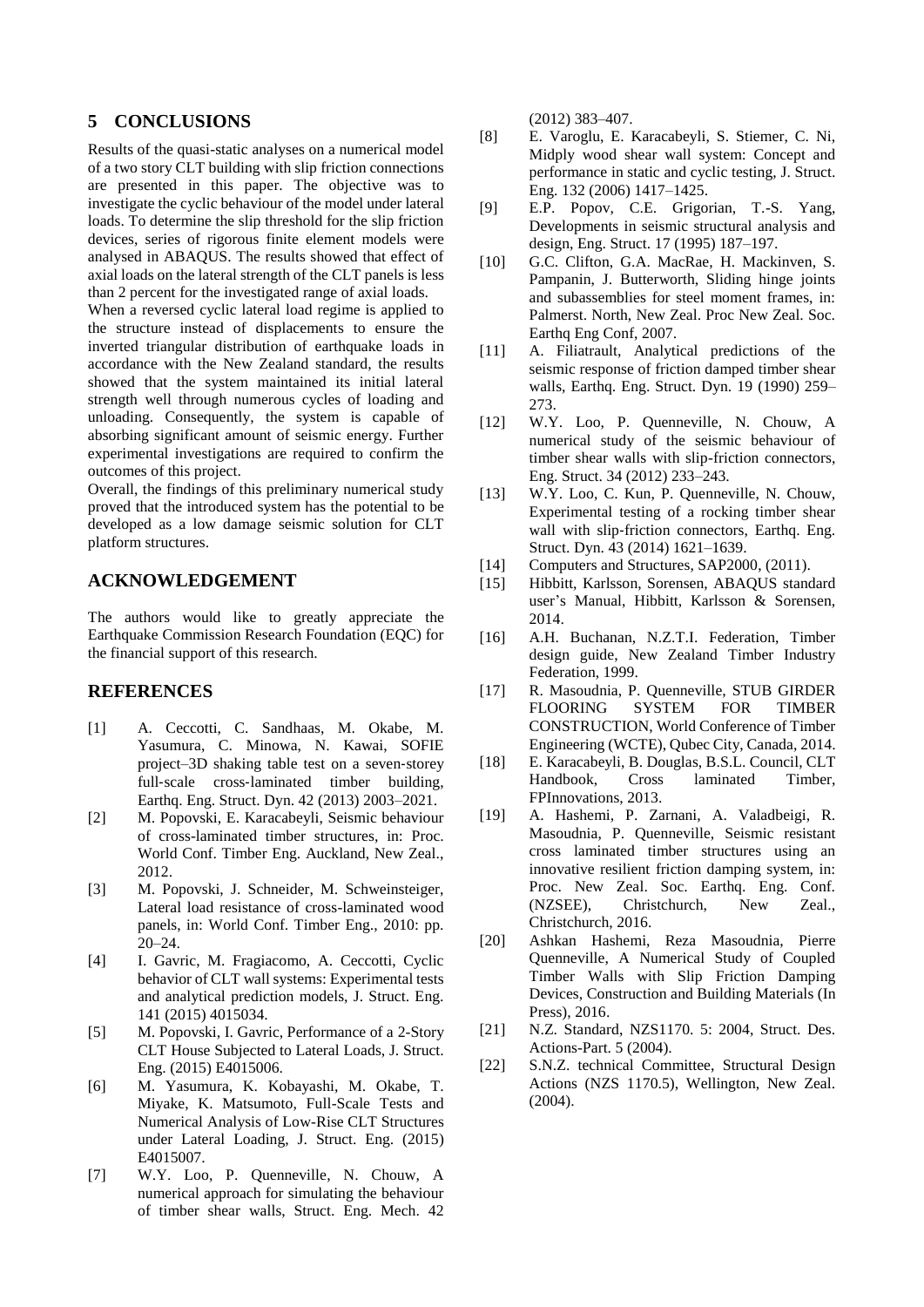## 5 CONCLUSIONS

Results of the quasi-static analyses on a numerical model of a two story CLT building with slip friction connections are presented in this paper. The objective was to investigate the cyclic behaviour of the model under lateral loads. To determine the slip threshold for the slip friction devices, series of rigorous finite element models were analysed in ABAQUS. The results showed that effect of axial loads on the lateral strength of the CLT panels is less than 2 percent for the investigated range of axial loads.

When a reversed cyclic lateral load regime is applied to the structure instead of displacements to ensure the inverted triangular distribution of earthquake loads in accordance with the New Zealand standard, the results showed that the system maintained its initial lateral strength well through numerous cycles of loading and unloading. Consequently, the system is capable of absorbing significant amount of seismic energy. Further experimental investigations are required to confirm the outcomes of this project.

Overall, the findings of this preliminary numerical study proved that the introduced system has the potential to be developed as a low damage seismic solution for CLT platform structures.

## ACKNOWLEDGEMENT

The authors would like to greatly appreciate the Earthquake Commission Research Foundation (EQC) for the financial support of this research.

## REFERENCES

[1] A. Ceccotti, C. Sandhaas, M. Okabe, M. Yasumura, C. Minowa, N. Kawai, SOFIE project–3D shaking table test on a seven-storey full-scale cross-laminated timber building, Earthq. Eng. Struct. Dyn. 42 (2013) 2003–2021.

[2] M. Popovski, E. Karacabeyli, Seismic behaviour of cross-laminated timber structures, in: Proc. World Conf. Timber Eng. Auckland, New Zeal., 2012.

[3] M. Popovski, J. Schneider, M. Schweinsteiger, Lateral load resistance of cross-laminated wood panels, in: World Conf. Timber Eng., 2010: pp. 20–24.

[4] I. Gavric, M. Fragiacomo, A. Ceccotti, Cyclic behavior of CLT wall systems: Experimental tests and analytical prediction models, J. Struct. Eng. 141 (2015) 4015034.

[5] M. Popovski, I. Gavric, Performance of a 2-Story CLT House Subjected to Lateral Loads, J. Struct. Eng. (2015) E4015006.

[6] M. Yasumura, K. Kobayashi, M. Okabe, T. Miyake, K. Matsumoto, Full-Scale Tests and Numerical Analysis of Low-Rise CLT Structures under Lateral Loading, J. Struct. Eng. (2015) E4015007.

[7] W.Y. Loo, P. Quenneville, N. Chouw, A numerical approach for simulating the behaviour of timber shear walls, Struct. Eng. Mech. 42 (2012) 383–407.

[8] E. Varoglu, E. Karacabeyli, S. Stiemer, C. Ni, Midply wood shear wall system: Concept and performance in static and cyclic testing, J. Struct. Eng. 132 (2006) 1417–1425.

[9] E.P. Popov, C.E. Grigorian, T.-S. Yang, Developments in seismic structural analysis and design, Eng. Struct. 17 (1995) 187–197.

[10] G.C. Clifton, G.A. MacRae, H. Mackinven, S. Pampanin, J. Butterworth, Sliding hinge joints and subassemblies for steel moment frames, in: Palmerst. North, New Zeal. Proc New Zeal. Soc. Earthq Eng Conf, 2007.

[11] A. Filiatrault, Analytical predictions of the seismic response of friction damped timber shear walls, Earthq. Eng. Struct. Dyn. 19 (1990) 259–273.

[12] W.Y. Loo, P. Quenneville, N. Chouw, A numerical study of the seismic behaviour of timber shear walls with slip-friction connectors, Eng. Struct. 34 (2012) 233–243.

[13] W.Y. Loo, C. Kun, P. Quenneville, N. Chouw, Experimental testing of a rocking timber shear wall with slip-friction connectors, Earthq. Eng. Struct. Dyn. 43 (2014) 1621–1639.

[14] Computers and Structures, SAP2000, (2011).

[15] Hibbitt, Karlsson, Sorensen, ABAQUS standard user's Manual, Hibbitt, Karlsson & Sorensen, 2014.

[16] A.H. Buchanan, N.Z.T.I. Federation, Timber design guide, New Zealand Timber Industry Federation, 1999.

[17] R. Masoudnia, P. Quenneville, STUB GIRDER FLOORING SYSTEM FOR TIMBER CONSTRUCTION, World Conference of Timber Engineering (WCTE), Qubec City, Canada, 2014.

[18] E. Karacabeyli, B. Douglas, B.S.L. Council, CLT Handbook, Cross laminated Timber, FPInnovations, 2013.

[19] A. Hashemi, P. Zarnani, A. Valadbeigi, R. Masoudnia, P. Quenneville, Seismic resistant cross laminated timber structures using an innovative resilient friction damping system, in: Proc. New Zeal. Soc. Earthq. Eng. Conf. (NZSEE), Christchurch, New Zeal., Christchurch, 2016.

[20] Ashkan Hashemi, Reza Masoudnia, Pierre Quenneville, A Numerical Study of Coupled Timber Walls with Slip Friction Damping Devices, Construction and Building Materials (In Press), 2016.

[21] N.Z. Standard, NZS1170. 5: 2004, Struct. Des. Actions-Part. 5 (2004).

[22] S.N.Z. technical Committee, Structural Design Actions (NZS 1170.5), Wellington, New Zeal. (2004).